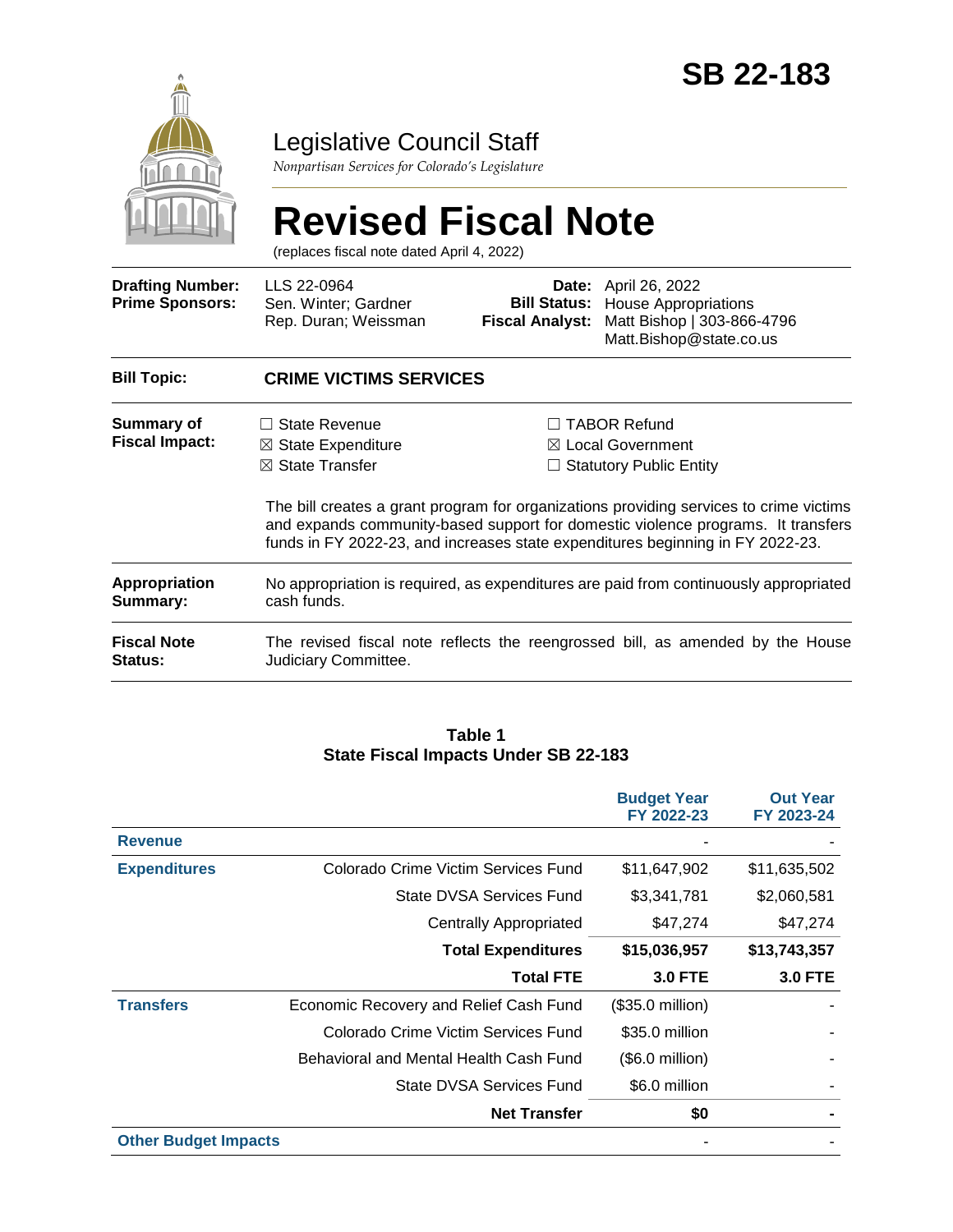# SB 22-183

## Legislative Council Staff

*Nonpartisan Services for Colorado's Legislature*

# Revised Fiscal Note

(replaces fiscal note dated April 4, 2022)

| | | | |
|---|---|---|---|
| **Drafting Number:** | LLS 22-0964 | **Date:** | April 26, 2022 |
| **Prime Sponsors:** | Sen. Winter; Gardner<br>Rep. Duran; Weissman | **Bill Status:** | House Appropriations |
| | | **Fiscal Analyst:** | Matt Bishop \| 303-866-4796<br>Matt.Bishop@state.co.us |

| | |
|---|---|
| **Bill Topic:** | **CRIME VICTIMS SERVICES** |
| **Summary of Fiscal Impact:** | ☐ State Revenue<br>☒ State Expenditure<br>☒ State Transfer<br>☐ TABOR Refund<br>☒ Local Government<br>☐ Statutory Public Entity<br><br>The bill creates a grant program for organizations providing services to crime victims and expands community-based support for domestic violence programs. It transfers funds in FY 2022-23, and increases state expenditures beginning in FY 2022-23. |
| **Appropriation Summary:** | No appropriation is required, as expenditures are paid from continuously appropriated cash funds. |
| **Fiscal Note Status:** | The revised fiscal note reflects the reengrossed bill, as amended by the House Judiciary Committee. |

**Table 1**
**State Fiscal Impacts Under SB 22-183**

| | | Budget Year FY 2022-23 | Out Year FY 2023-24 |
|---|---|---|---|
| **Revenue** | | - | - |
| **Expenditures** | Colorado Crime Victim Services Fund | $11,647,902 | $11,635,502 |
| | State DVSA Services Fund | $3,341,781 | $2,060,581 |
| | Centrally Appropriated | $47,274 | $47,274 |
| | **Total Expenditures** | **$15,036,957** | **$13,743,357** |
| | **Total FTE** | **3.0 FTE** | **3.0 FTE** |
| **Transfers** | Economic Recovery and Relief Cash Fund | ($35.0 million) | - |
| | Colorado Crime Victim Services Fund | $35.0 million | - |
| | Behavioral and Mental Health Cash Fund | ($6.0 million) | - |
| | State DVSA Services Fund | $6.0 million | - |
| | **Net Transfer** | **$0** | **-** |
| **Other Budget Impacts** | | - | - |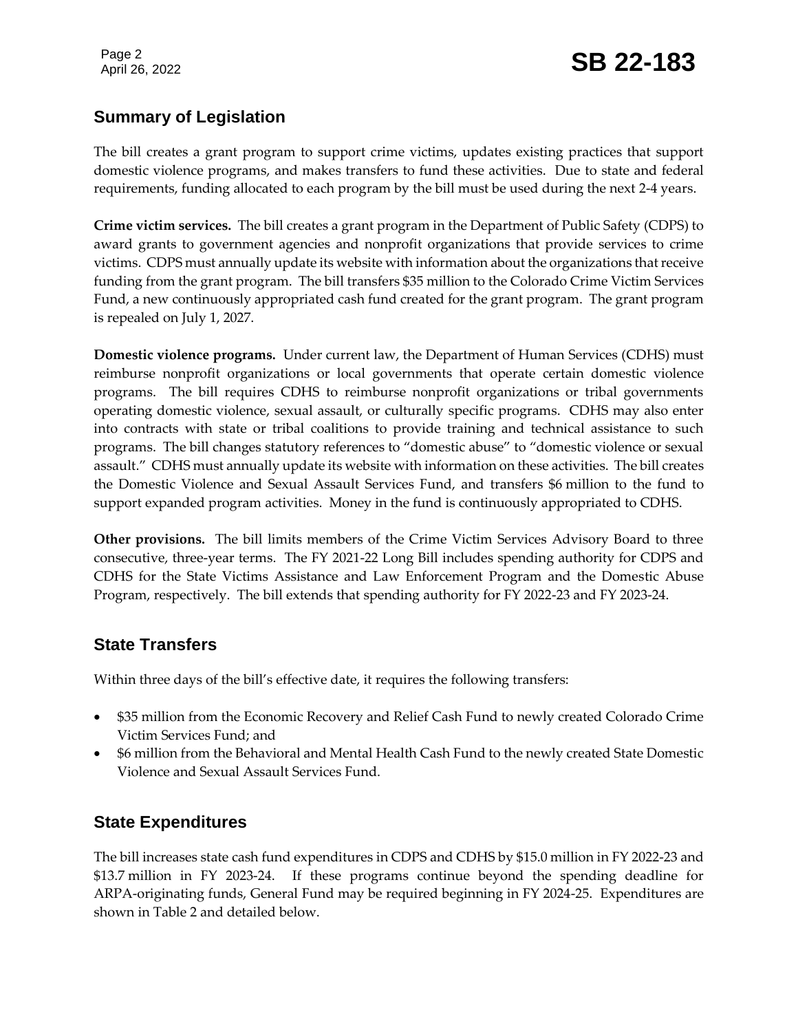## Summary of Legislation

The bill creates a grant program to support crime victims, updates existing practices that support domestic violence programs, and makes transfers to fund these activities. Due to state and federal requirements, funding allocated to each program by the bill must be used during the next 2-4 years.

**Crime victim services.** The bill creates a grant program in the Department of Public Safety (CDPS) to award grants to government agencies and nonprofit organizations that provide services to crime victims. CDPS must annually update its website with information about the organizations that receive funding from the grant program. The bill transfers $35 million to the Colorado Crime Victim Services Fund, a new continuously appropriated cash fund created for the grant program. The grant program is repealed on July 1, 2027.

**Domestic violence programs.** Under current law, the Department of Human Services (CDHS) must reimburse nonprofit organizations or local governments that operate certain domestic violence programs. The bill requires CDHS to reimburse nonprofit organizations or tribal governments operating domestic violence, sexual assault, or culturally specific programs. CDHS may also enter into contracts with state or tribal coalitions to provide training and technical assistance to such programs. The bill changes statutory references to "domestic abuse" to "domestic violence or sexual assault." CDHS must annually update its website with information on these activities. The bill creates the Domestic Violence and Sexual Assault Services Fund, and transfers $6 million to the fund to support expanded program activities. Money in the fund is continuously appropriated to CDHS.

**Other provisions.** The bill limits members of the Crime Victim Services Advisory Board to three consecutive, three-year terms. The FY 2021-22 Long Bill includes spending authority for CDPS and CDHS for the State Victims Assistance and Law Enforcement Program and the Domestic Abuse Program, respectively. The bill extends that spending authority for FY 2022-23 and FY 2023-24.

## State Transfers

Within three days of the bill's effective date, it requires the following transfers:

- $35 million from the Economic Recovery and Relief Cash Fund to newly created Colorado Crime Victim Services Fund; and
- $6 million from the Behavioral and Mental Health Cash Fund to the newly created State Domestic Violence and Sexual Assault Services Fund.

## State Expenditures

The bill increases state cash fund expenditures in CDPS and CDHS by $15.0 million in FY 2022-23 and $13.7 million in FY 2023-24. If these programs continue beyond the spending deadline for ARPA-originating funds, General Fund may be required beginning in FY 2024-25. Expenditures are shown in Table 2 and detailed below.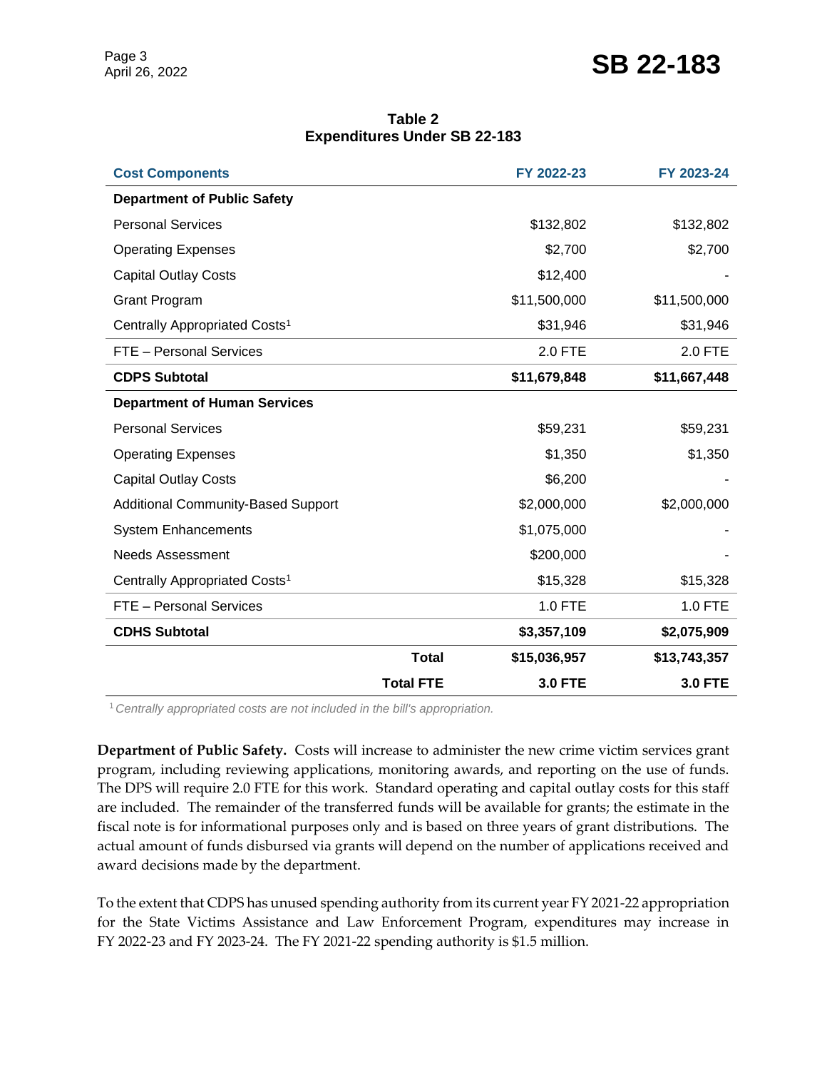**Table 2**
**Expenditures Under SB 22-183**

| Cost Components | FY 2022-23 | FY 2023-24 |
|---|---|---|
| **Department of Public Safety** | | |
| Personal Services | $132,802 | $132,802 |
| Operating Expenses | $2,700 | $2,700 |
| Capital Outlay Costs | $12,400 | - |
| Grant Program | $11,500,000 | $11,500,000 |
| Centrally Appropriated Costs[1] | $31,946 | $31,946 |
| FTE – Personal Services | 2.0 FTE | 2.0 FTE |
| **CDPS Subtotal** | **$11,679,848** | **$11,667,448** |
| **Department of Human Services** | | |
| Personal Services | $59,231 | $59,231 |
| Operating Expenses | $1,350 | $1,350 |
| Capital Outlay Costs | $6,200 | - |
| Additional Community-Based Support | $2,000,000 | $2,000,000 |
| System Enhancements | $1,075,000 | - |
| Needs Assessment | $200,000 | - |
| Centrally Appropriated Costs[1] | $15,328 | $15,328 |
| FTE – Personal Services | 1.0 FTE | 1.0 FTE |
| **CDHS Subtotal** | **$3,357,109** | **$2,075,909** |
| **Total** | **$15,036,957** | **$13,743,357** |
| **Total FTE** | **3.0 FTE** | **3.0 FTE** |

[1] *Centrally appropriated costs are not included in the bill's appropriation.*

**Department of Public Safety.** Costs will increase to administer the new crime victim services grant program, including reviewing applications, monitoring awards, and reporting on the use of funds. The DPS will require 2.0 FTE for this work. Standard operating and capital outlay costs for this staff are included. The remainder of the transferred funds will be available for grants; the estimate in the fiscal note is for informational purposes only and is based on three years of grant distributions. The actual amount of funds disbursed via grants will depend on the number of applications received and award decisions made by the department.

To the extent that CDPS has unused spending authority from its current year FY 2021-22 appropriation for the State Victims Assistance and Law Enforcement Program, expenditures may increase in FY 2022-23 and FY 2023-24. The FY 2021-22 spending authority is $1.5 million.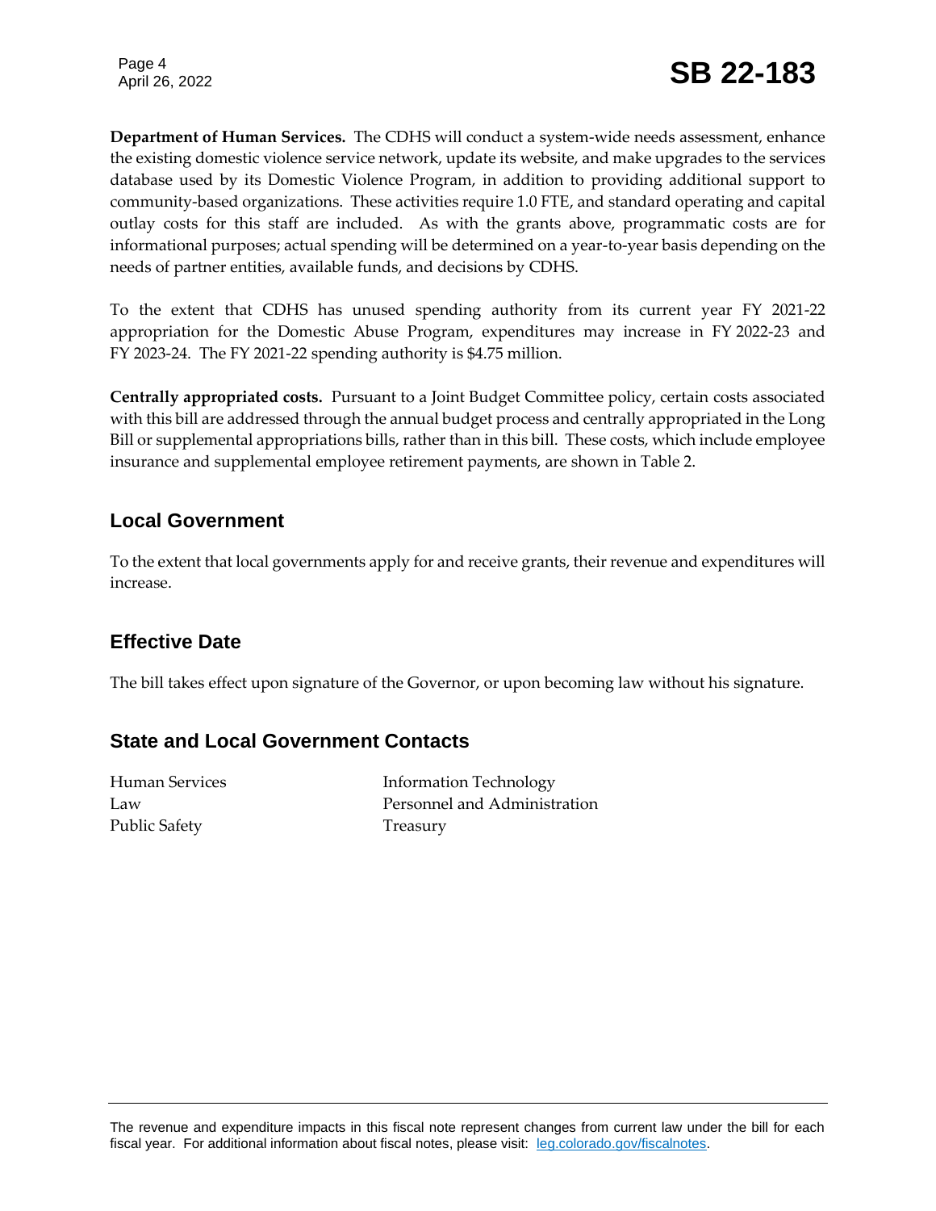**Department of Human Services.** The CDHS will conduct a system-wide needs assessment, enhance the existing domestic violence service network, update its website, and make upgrades to the services database used by its Domestic Violence Program, in addition to providing additional support to community-based organizations. These activities require 1.0 FTE, and standard operating and capital outlay costs for this staff are included. As with the grants above, programmatic costs are for informational purposes; actual spending will be determined on a year-to-year basis depending on the needs of partner entities, available funds, and decisions by CDHS.

To the extent that CDHS has unused spending authority from its current year FY 2021-22 appropriation for the Domestic Abuse Program, expenditures may increase in FY 2022-23 and FY 2023-24. The FY 2021-22 spending authority is $4.75 million.

**Centrally appropriated costs.** Pursuant to a Joint Budget Committee policy, certain costs associated with this bill are addressed through the annual budget process and centrally appropriated in the Long Bill or supplemental appropriations bills, rather than in this bill. These costs, which include employee insurance and supplemental employee retirement payments, are shown in Table 2.

## Local Government

To the extent that local governments apply for and receive grants, their revenue and expenditures will increase.

## Effective Date

The bill takes effect upon signature of the Governor, or upon becoming law without his signature.

## State and Local Government Contacts

| | |
|---|---|
| Human Services | Information Technology |
| Law | Personnel and Administration |
| Public Safety | Treasury |

The revenue and expenditure impacts in this fiscal note represent changes from current law under the bill for each fiscal year. For additional information about fiscal notes, please visit: leg.colorado.gov/fiscalnotes.